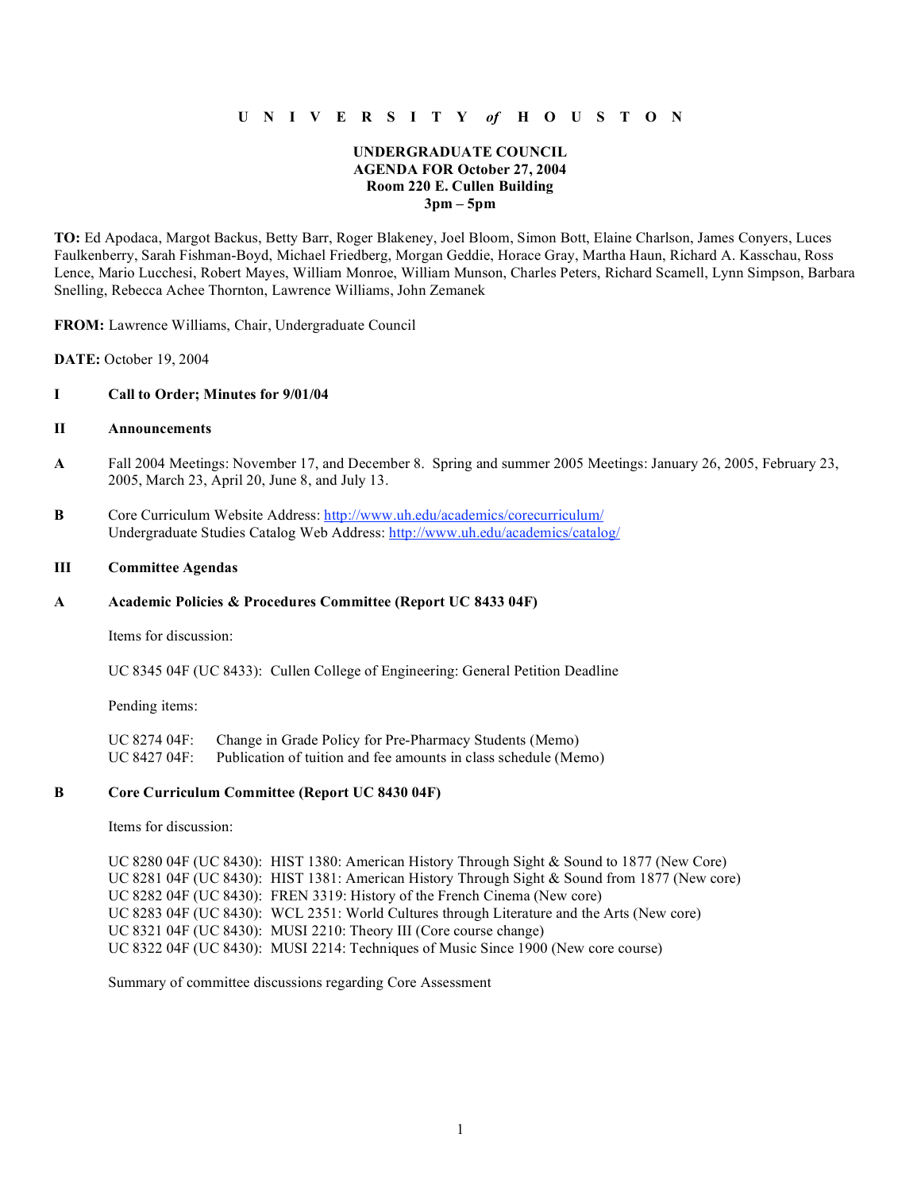**U N I V E R S I T Y *of* H O U S T O N**

**UNDERGRADUATE COUNCIL**
**AGENDA FOR October 27, 2004**
**Room 220 E. Cullen Building**
**3pm – 5pm**

**TO:** Ed Apodaca, Margot Backus, Betty Barr, Roger Blakeney, Joel Bloom, Simon Bott, Elaine Charlson, James Conyers, Luces Faulkenberry, Sarah Fishman-Boyd, Michael Friedberg, Morgan Geddie, Horace Gray, Martha Haun, Richard A. Kasschau, Ross Lence, Mario Lucchesi, Robert Mayes, William Monroe, William Munson, Charles Peters, Richard Scamell, Lynn Simpson, Barbara Snelling, Rebecca Achee Thornton, Lawrence Williams, John Zemanek

**FROM:** Lawrence Williams, Chair, Undergraduate Council

**DATE:** October 19, 2004

## I Call to Order; Minutes for 9/01/04

## II Announcements

**A** Fall 2004 Meetings: November 17, and December 8. Spring and summer 2005 Meetings: January 26, 2005, February 23, 2005, March 23, April 20, June 8, and July 13.

**B** Core Curriculum Website Address: http://www.uh.edu/academics/corecurriculum/
Undergraduate Studies Catalog Web Address: http://www.uh.edu/academics/catalog/

## III Committee Agendas

### A Academic Policies & Procedures Committee (Report UC 8433 04F)

Items for discussion:

UC 8345 04F (UC 8433): Cullen College of Engineering: General Petition Deadline

Pending items:

UC 8274 04F: Change in Grade Policy for Pre-Pharmacy Students (Memo)
UC 8427 04F: Publication of tuition and fee amounts in class schedule (Memo)

### B Core Curriculum Committee (Report UC 8430 04F)

Items for discussion:

UC 8280 04F (UC 8430): HIST 1380: American History Through Sight & Sound to 1877 (New Core)
UC 8281 04F (UC 8430): HIST 1381: American History Through Sight & Sound from 1877 (New core)
UC 8282 04F (UC 8430): FREN 3319: History of the French Cinema (New core)
UC 8283 04F (UC 8430): WCL 2351: World Cultures through Literature and the Arts (New core)
UC 8321 04F (UC 8430): MUSI 2210: Theory III (Core course change)
UC 8322 04F (UC 8430): MUSI 2214: Techniques of Music Since 1900 (New core course)

Summary of committee discussions regarding Core Assessment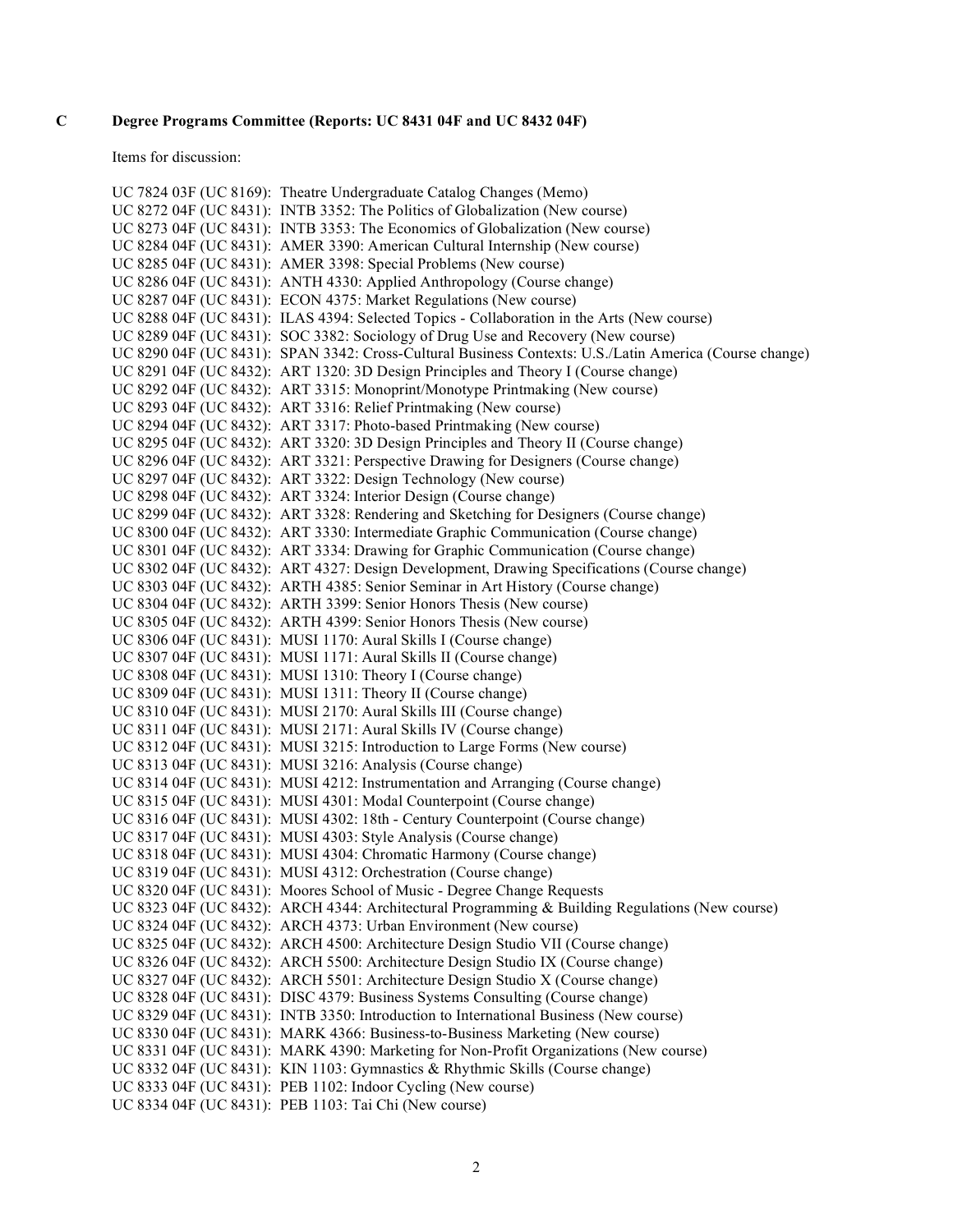**C Degree Programs Committee (Reports: UC 8431 04F and UC 8432 04F)**

Items for discussion:

UC 7824 03F (UC 8169): Theatre Undergraduate Catalog Changes (Memo)
UC 8272 04F (UC 8431): INTB 3352: The Politics of Globalization (New course)
UC 8273 04F (UC 8431): INTB 3353: The Economics of Globalization (New course)
UC 8284 04F (UC 8431): AMER 3390: American Cultural Internship (New course)
UC 8285 04F (UC 8431): AMER 3398: Special Problems (New course)
UC 8286 04F (UC 8431): ANTH 4330: Applied Anthropology (Course change)
UC 8287 04F (UC 8431): ECON 4375: Market Regulations (New course)
UC 8288 04F (UC 8431): ILAS 4394: Selected Topics - Collaboration in the Arts (New course)
UC 8289 04F (UC 8431): SOC 3382: Sociology of Drug Use and Recovery (New course)
UC 8290 04F (UC 8431): SPAN 3342: Cross-Cultural Business Contexts: U.S./Latin America (Course change)
UC 8291 04F (UC 8432): ART 1320: 3D Design Principles and Theory I (Course change)
UC 8292 04F (UC 8432): ART 3315: Monoprint/Monotype Printmaking (New course)
UC 8293 04F (UC 8432): ART 3316: Relief Printmaking (New course)
UC 8294 04F (UC 8432): ART 3317: Photo-based Printmaking (New course)
UC 8295 04F (UC 8432): ART 3320: 3D Design Principles and Theory II (Course change)
UC 8296 04F (UC 8432): ART 3321: Perspective Drawing for Designers (Course change)
UC 8297 04F (UC 8432): ART 3322: Design Technology (New course)
UC 8298 04F (UC 8432): ART 3324: Interior Design (Course change)
UC 8299 04F (UC 8432): ART 3328: Rendering and Sketching for Designers (Course change)
UC 8300 04F (UC 8432): ART 3330: Intermediate Graphic Communication (Course change)
UC 8301 04F (UC 8432): ART 3334: Drawing for Graphic Communication (Course change)
UC 8302 04F (UC 8432): ART 4327: Design Development, Drawing Specifications (Course change)
UC 8303 04F (UC 8432): ARTH 4385: Senior Seminar in Art History (Course change)
UC 8304 04F (UC 8432): ARTH 3399: Senior Honors Thesis (New course)
UC 8305 04F (UC 8432): ARTH 4399: Senior Honors Thesis (New course)
UC 8306 04F (UC 8431): MUSI 1170: Aural Skills I (Course change)
UC 8307 04F (UC 8431): MUSI 1171: Aural Skills II (Course change)
UC 8308 04F (UC 8431): MUSI 1310: Theory I (Course change)
UC 8309 04F (UC 8431): MUSI 1311: Theory II (Course change)
UC 8310 04F (UC 8431): MUSI 2170: Aural Skills III (Course change)
UC 8311 04F (UC 8431): MUSI 2171: Aural Skills IV (Course change)
UC 8312 04F (UC 8431): MUSI 3215: Introduction to Large Forms (New course)
UC 8313 04F (UC 8431): MUSI 3216: Analysis (Course change)
UC 8314 04F (UC 8431): MUSI 4212: Instrumentation and Arranging (Course change)
UC 8315 04F (UC 8431): MUSI 4301: Modal Counterpoint (Course change)
UC 8316 04F (UC 8431): MUSI 4302: 18th - Century Counterpoint (Course change)
UC 8317 04F (UC 8431): MUSI 4303: Style Analysis (Course change)
UC 8318 04F (UC 8431): MUSI 4304: Chromatic Harmony (Course change)
UC 8319 04F (UC 8431): MUSI 4312: Orchestration (Course change)
UC 8320 04F (UC 8431): Moores School of Music - Degree Change Requests
UC 8323 04F (UC 8432): ARCH 4344: Architectural Programming & Building Regulations (New course)
UC 8324 04F (UC 8432): ARCH 4373: Urban Environment (New course)
UC 8325 04F (UC 8432): ARCH 4500: Architecture Design Studio VII (Course change)
UC 8326 04F (UC 8432): ARCH 5500: Architecture Design Studio IX (Course change)
UC 8327 04F (UC 8432): ARCH 5501: Architecture Design Studio X (Course change)
UC 8328 04F (UC 8431): DISC 4379: Business Systems Consulting (Course change)
UC 8329 04F (UC 8431): INTB 3350: Introduction to International Business (New course)
UC 8330 04F (UC 8431): MARK 4366: Business-to-Business Marketing (New course)
UC 8331 04F (UC 8431): MARK 4390: Marketing for Non-Profit Organizations (New course)
UC 8332 04F (UC 8431): KIN 1103: Gymnastics & Rhythmic Skills (Course change)
UC 8333 04F (UC 8431): PEB 1102: Indoor Cycling (New course)
UC 8334 04F (UC 8431): PEB 1103: Tai Chi (New course)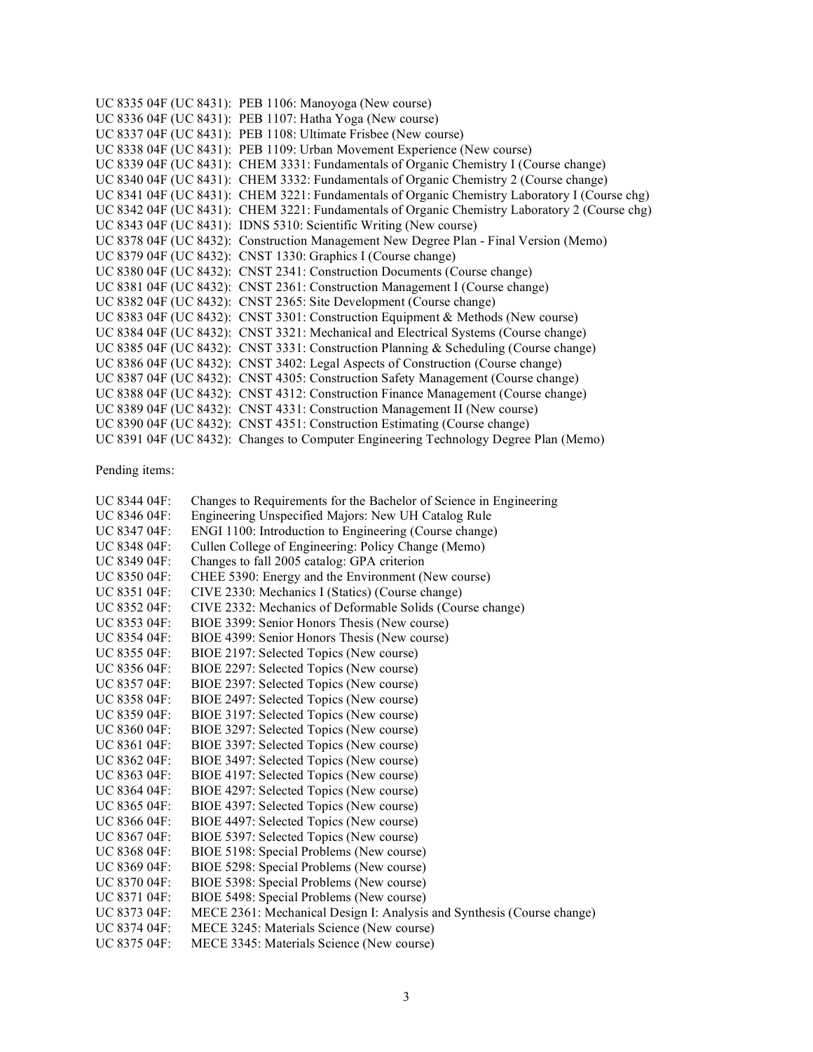UC 8335 04F (UC 8431): PEB 1106: Manoyoga (New course)
UC 8336 04F (UC 8431): PEB 1107: Hatha Yoga (New course)
UC 8337 04F (UC 8431): PEB 1108: Ultimate Frisbee (New course)
UC 8338 04F (UC 8431): PEB 1109: Urban Movement Experience (New course)
UC 8339 04F (UC 8431): CHEM 3331: Fundamentals of Organic Chemistry I (Course change)
UC 8340 04F (UC 8431): CHEM 3332: Fundamentals of Organic Chemistry 2 (Course change)
UC 8341 04F (UC 8431): CHEM 3221: Fundamentals of Organic Chemistry Laboratory I (Course chg)
UC 8342 04F (UC 8431): CHEM 3221: Fundamentals of Organic Chemistry Laboratory 2 (Course chg)
UC 8343 04F (UC 8431): IDNS 5310: Scientific Writing (New course)
UC 8378 04F (UC 8432): Construction Management New Degree Plan - Final Version (Memo)
UC 8379 04F (UC 8432): CNST 1330: Graphics I (Course change)
UC 8380 04F (UC 8432): CNST 2341: Construction Documents (Course change)
UC 8381 04F (UC 8432): CNST 2361: Construction Management I (Course change)
UC 8382 04F (UC 8432): CNST 2365: Site Development (Course change)
UC 8383 04F (UC 8432): CNST 3301: Construction Equipment & Methods (New course)
UC 8384 04F (UC 8432): CNST 3321: Mechanical and Electrical Systems (Course change)
UC 8385 04F (UC 8432): CNST 3331: Construction Planning & Scheduling (Course change)
UC 8386 04F (UC 8432): CNST 3402: Legal Aspects of Construction (Course change)
UC 8387 04F (UC 8432): CNST 4305: Construction Safety Management (Course change)
UC 8388 04F (UC 8432): CNST 4312: Construction Finance Management (Course change)
UC 8389 04F (UC 8432): CNST 4331: Construction Management II (New course)
UC 8390 04F (UC 8432): CNST 4351: Construction Estimating (Course change)
UC 8391 04F (UC 8432): Changes to Computer Engineering Technology Degree Plan (Memo)

Pending items:

UC 8344 04F: Changes to Requirements for the Bachelor of Science in Engineering
UC 8346 04F: Engineering Unspecified Majors: New UH Catalog Rule
UC 8347 04F: ENGI 1100: Introduction to Engineering (Course change)
UC 8348 04F: Cullen College of Engineering: Policy Change (Memo)
UC 8349 04F: Changes to fall 2005 catalog: GPA criterion
UC 8350 04F: CHEE 5390: Energy and the Environment (New course)
UC 8351 04F: CIVE 2330: Mechanics I (Statics) (Course change)
UC 8352 04F: CIVE 2332: Mechanics of Deformable Solids (Course change)
UC 8353 04F: BIOE 3399: Senior Honors Thesis (New course)
UC 8354 04F: BIOE 4399: Senior Honors Thesis (New course)
UC 8355 04F: BIOE 2197: Selected Topics (New course)
UC 8356 04F: BIOE 2297: Selected Topics (New course)
UC 8357 04F: BIOE 2397: Selected Topics (New course)
UC 8358 04F: BIOE 2497: Selected Topics (New course)
UC 8359 04F: BIOE 3197: Selected Topics (New course)
UC 8360 04F: BIOE 3297: Selected Topics (New course)
UC 8361 04F: BIOE 3397: Selected Topics (New course)
UC 8362 04F: BIOE 3497: Selected Topics (New course)
UC 8363 04F: BIOE 4197: Selected Topics (New course)
UC 8364 04F: BIOE 4297: Selected Topics (New course)
UC 8365 04F: BIOE 4397: Selected Topics (New course)
UC 8366 04F: BIOE 4497: Selected Topics (New course)
UC 8367 04F: BIOE 5397: Selected Topics (New course)
UC 8368 04F: BIOE 5198: Special Problems (New course)
UC 8369 04F: BIOE 5298: Special Problems (New course)
UC 8370 04F: BIOE 5398: Special Problems (New course)
UC 8371 04F: BIOE 5498: Special Problems (New course)
UC 8373 04F: MECE 2361: Mechanical Design I: Analysis and Synthesis (Course change)
UC 8374 04F: MECE 3245: Materials Science (New course)
UC 8375 04F: MECE 3345: Materials Science (New course)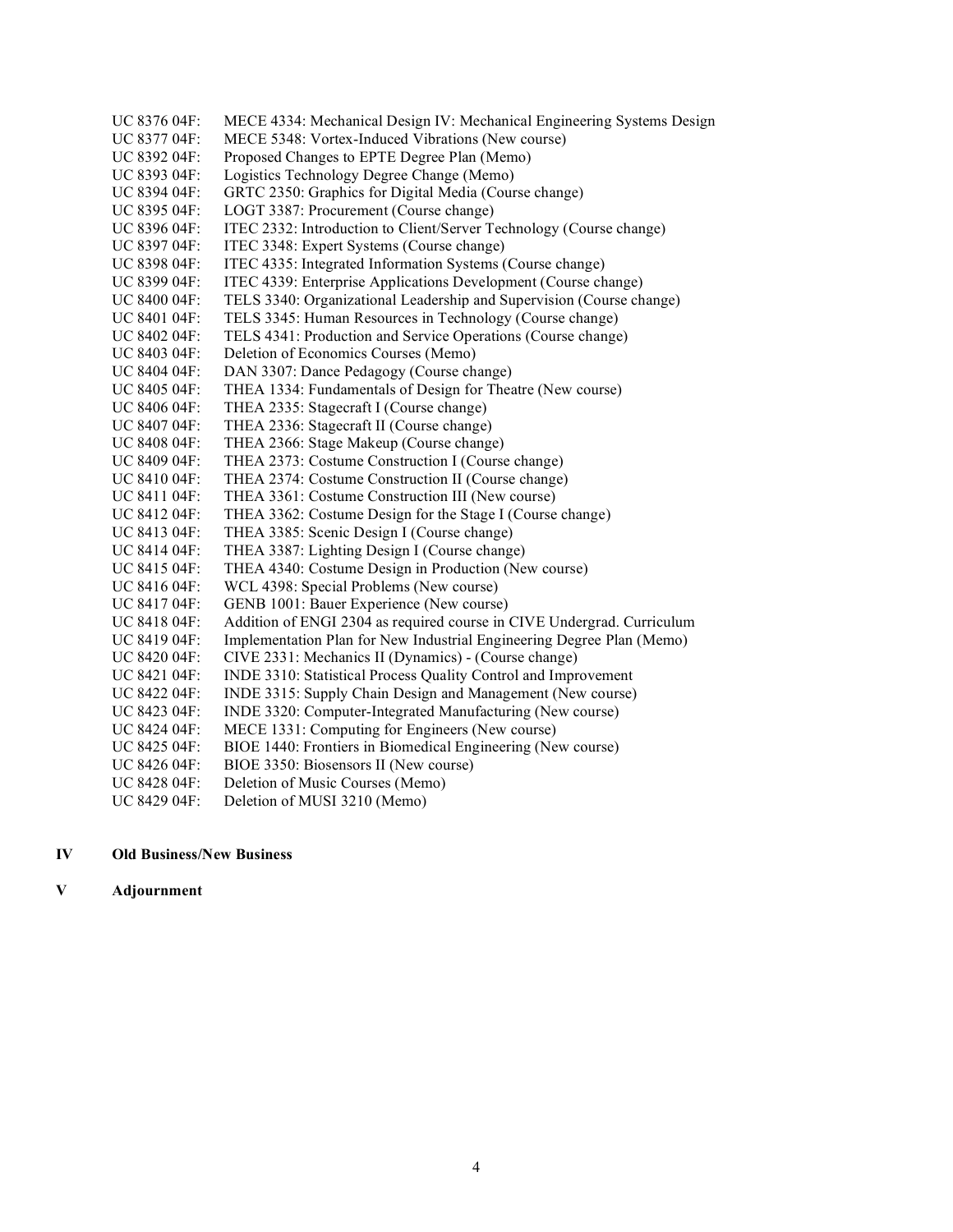UC 8376 04F: MECE 4334: Mechanical Design IV: Mechanical Engineering Systems Design
UC 8377 04F: MECE 5348: Vortex-Induced Vibrations (New course)
UC 8392 04F: Proposed Changes to EPTE Degree Plan (Memo)
UC 8393 04F: Logistics Technology Degree Change (Memo)
UC 8394 04F: GRTC 2350: Graphics for Digital Media (Course change)
UC 8395 04F: LOGT 3387: Procurement (Course change)
UC 8396 04F: ITEC 2332: Introduction to Client/Server Technology (Course change)
UC 8397 04F: ITEC 3348: Expert Systems (Course change)
UC 8398 04F: ITEC 4335: Integrated Information Systems (Course change)
UC 8399 04F: ITEC 4339: Enterprise Applications Development (Course change)
UC 8400 04F: TELS 3340: Organizational Leadership and Supervision (Course change)
UC 8401 04F: TELS 3345: Human Resources in Technology (Course change)
UC 8402 04F: TELS 4341: Production and Service Operations (Course change)
UC 8403 04F: Deletion of Economics Courses (Memo)
UC 8404 04F: DAN 3307: Dance Pedagogy (Course change)
UC 8405 04F: THEA 1334: Fundamentals of Design for Theatre (New course)
UC 8406 04F: THEA 2335: Stagecraft I (Course change)
UC 8407 04F: THEA 2336: Stagecraft II (Course change)
UC 8408 04F: THEA 2366: Stage Makeup (Course change)
UC 8409 04F: THEA 2373: Costume Construction I (Course change)
UC 8410 04F: THEA 2374: Costume Construction II (Course change)
UC 8411 04F: THEA 3361: Costume Construction III (New course)
UC 8412 04F: THEA 3362: Costume Design for the Stage I (Course change)
UC 8413 04F: THEA 3385: Scenic Design I (Course change)
UC 8414 04F: THEA 3387: Lighting Design I (Course change)
UC 8415 04F: THEA 4340: Costume Design in Production (New course)
UC 8416 04F: WCL 4398: Special Problems (New course)
UC 8417 04F: GENB 1001: Bauer Experience (New course)
UC 8418 04F: Addition of ENGI 2304 as required course in CIVE Undergrad. Curriculum
UC 8419 04F: Implementation Plan for New Industrial Engineering Degree Plan (Memo)
UC 8420 04F: CIVE 2331: Mechanics II (Dynamics) - (Course change)
UC 8421 04F: INDE 3310: Statistical Process Quality Control and Improvement
UC 8422 04F: INDE 3315: Supply Chain Design and Management (New course)
UC 8423 04F: INDE 3320: Computer-Integrated Manufacturing (New course)
UC 8424 04F: MECE 1331: Computing for Engineers (New course)
UC 8425 04F: BIOE 1440: Frontiers in Biomedical Engineering (New course)
UC 8426 04F: BIOE 3350: Biosensors II (New course)
UC 8428 04F: Deletion of Music Courses (Memo)
UC 8429 04F: Deletion of MUSI 3210 (Memo)

## IV Old Business/New Business

## V Adjournment